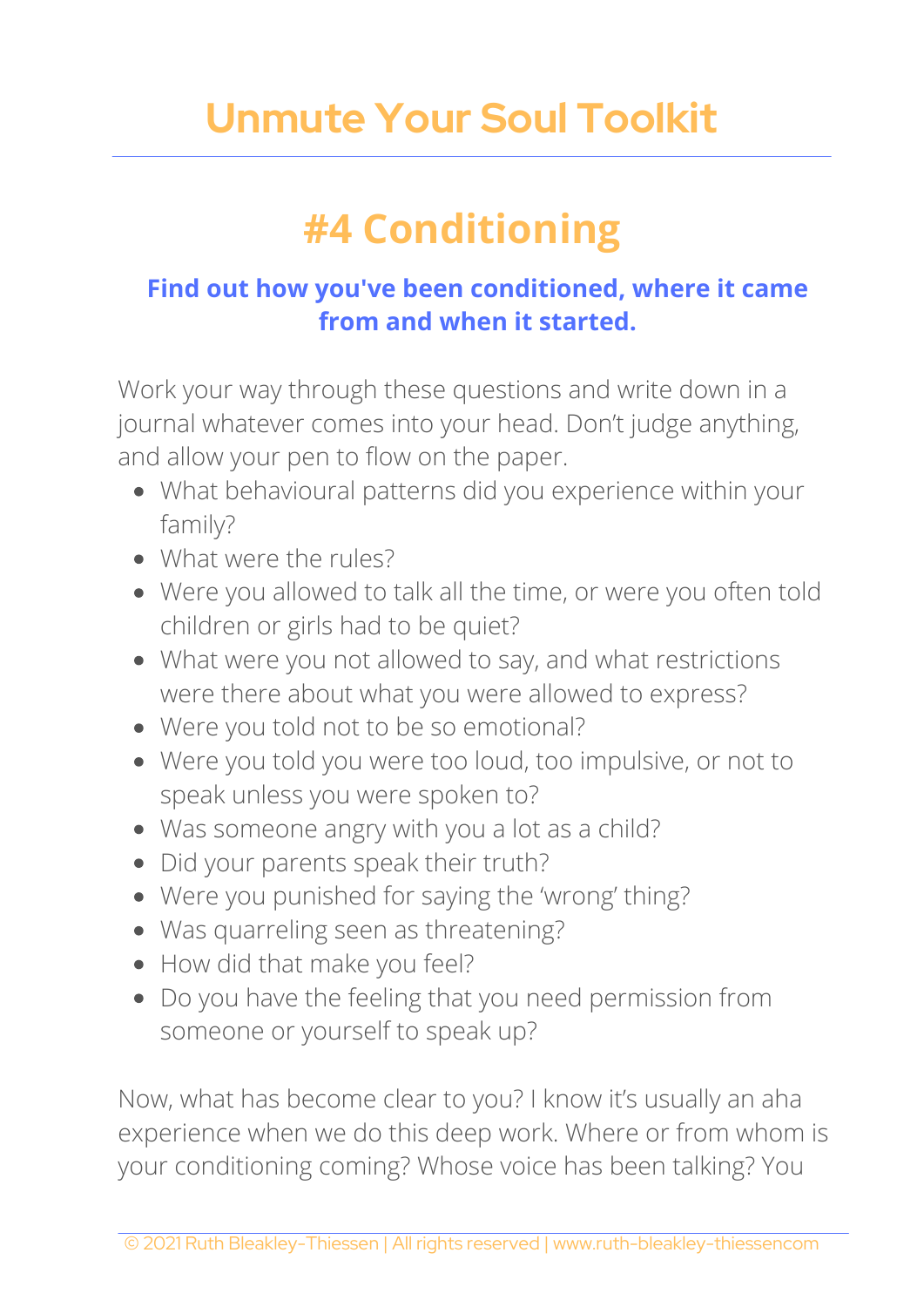# Unmute Your Soul Toolkit

## #4 Conditioning

**Find out how you've been conditioned, where it came from and when it started.**

Work your way through these questions and write down in a journal whatever comes into your head. Don't judge anything, and allow your pen to flow on the paper.

- What behavioural patterns did you experience within your family?
- What were the rules?
- Were you allowed to talk all the time, or were you often told children or girls had to be quiet?
- What were you not allowed to say, and what restrictions were there about what you were allowed to express?
- Were you told not to be so emotional?
- Were you told you were too loud, too impulsive, or not to speak unless you were spoken to?
- Was someone angry with you a lot as a child?
- Did your parents speak their truth?
- Were you punished for saying the 'wrong' thing?
- Was quarreling seen as threatening?
- How did that make you feel?
- Do you have the feeling that you need permission from someone or yourself to speak up?

Now, what has become clear to you? I know it's usually an aha experience when we do this deep work. Where or from whom is your conditioning coming? Whose voice has been talking? You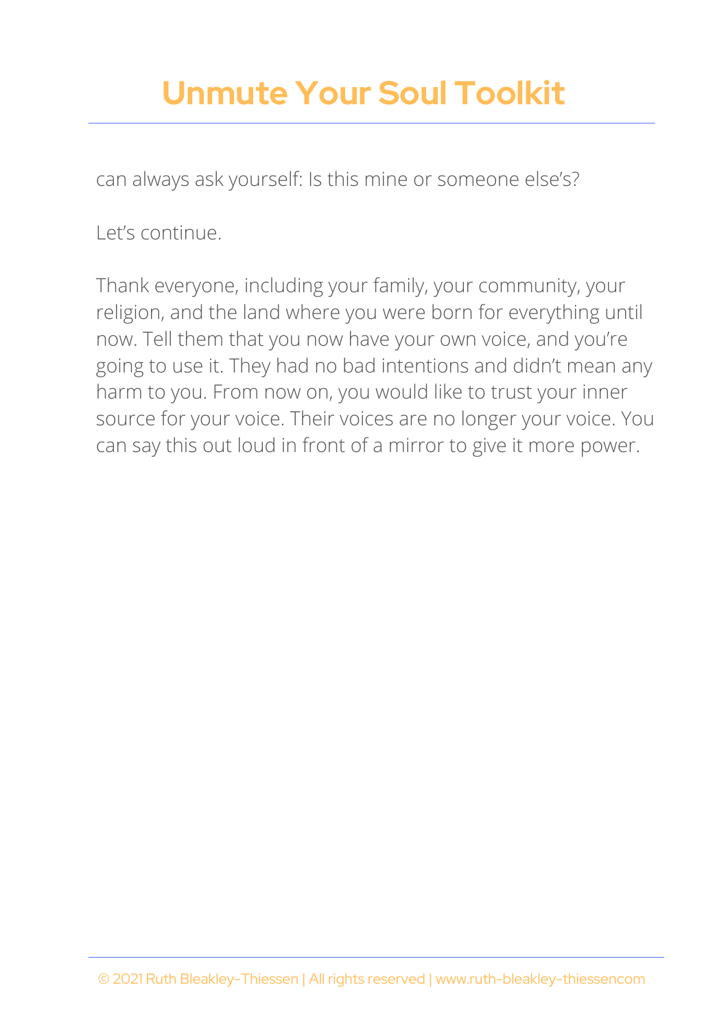can always ask yourself: Is this mine or someone else's?

Let's continue.

Thank everyone, including your family, your community, your religion, and the land where you were born for everything until now. Tell them that you now have your own voice, and you're going to use it. They had no bad intentions and didn't mean any harm to you. From now on, you would like to trust your inner source for your voice. Their voices are no longer your voice. You can say this out loud in front of a mirror to give it more power.